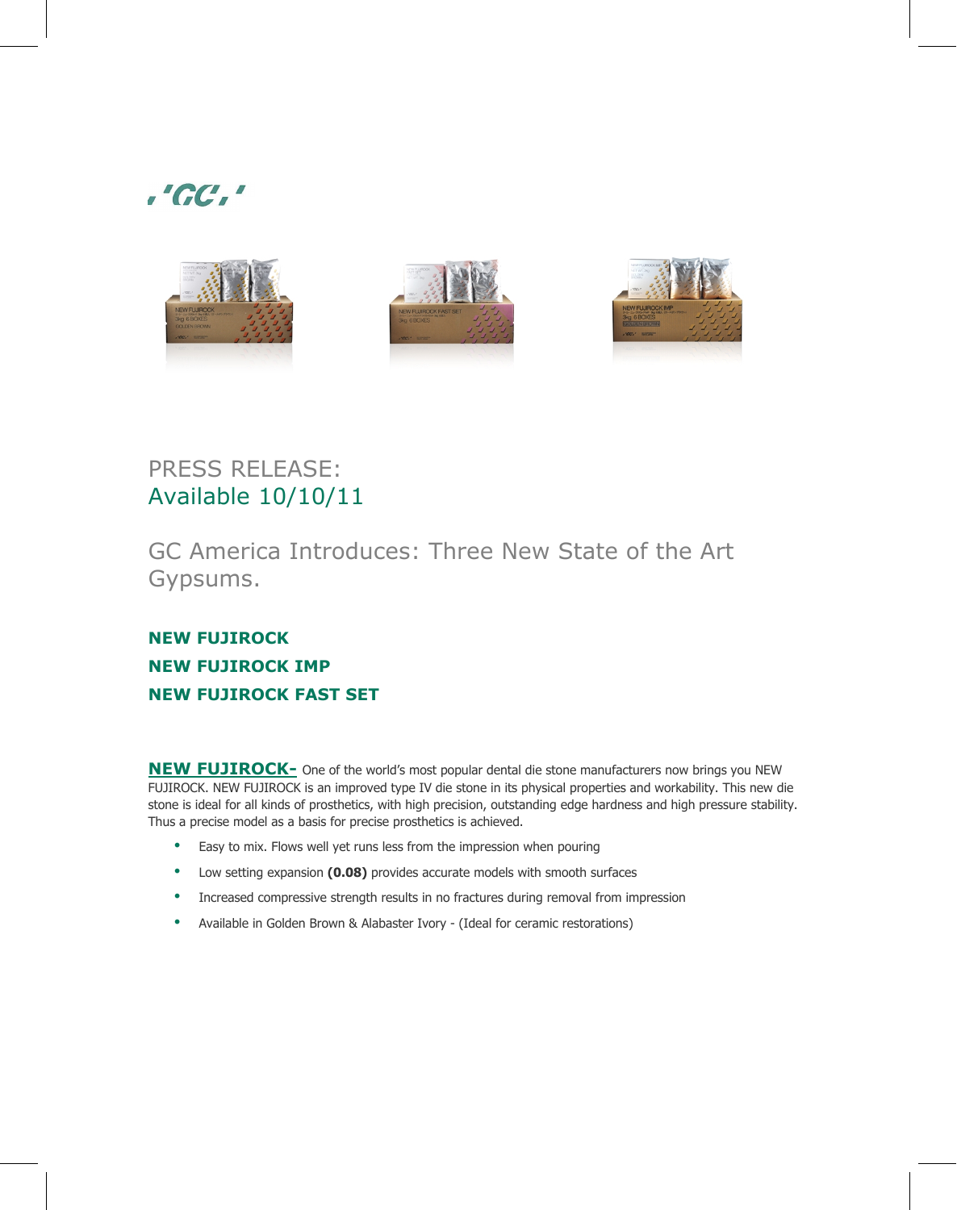PRESS RELEASE:
Available 10/10/11

## GC America Introduces: Three New State of the Art Gypsums.

**NEW FUJIROCK**
**NEW FUJIROCK IMP**
**NEW FUJIROCK FAST SET**

**NEW FUJIROCK-** One of the world's most popular dental die stone manufacturers now brings you NEW FUJIROCK. NEW FUJIROCK is an improved type IV die stone in its physical properties and workability. This new die stone is ideal for all kinds of prosthetics, with high precision, outstanding edge hardness and high pressure stability. Thus a precise model as a basis for precise prosthetics is achieved.

- Easy to mix. Flows well yet runs less from the impression when pouring
- Low setting expansion **(0.08)** provides accurate models with smooth surfaces
- Increased compressive strength results in no fractures during removal from impression
- Available in Golden Brown & Alabaster Ivory - (Ideal for ceramic restorations)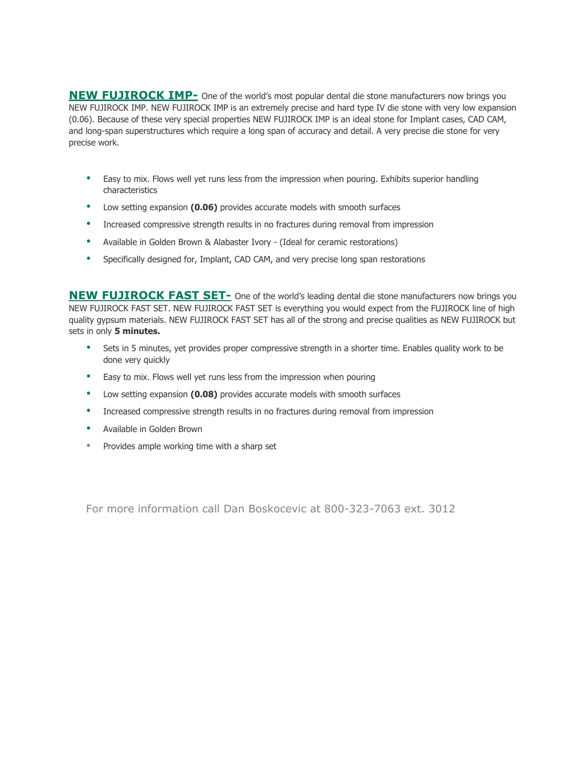**NEW FUJIROCK IMP-** One of the world's most popular dental die stone manufacturers now brings you NEW FUJIROCK IMP. NEW FUJIROCK IMP is an extremely precise and hard type IV die stone with very low expansion (0.06). Because of these very special properties NEW FUJIROCK IMP is an ideal stone for Implant cases, CAD CAM, and long-span superstructures which require a long span of accuracy and detail. A very precise die stone for very precise work.

- Easy to mix. Flows well yet runs less from the impression when pouring. Exhibits superior handling characteristics
- Low setting expansion **(0.06)** provides accurate models with smooth surfaces
- Increased compressive strength results in no fractures during removal from impression
- Available in Golden Brown & Alabaster Ivory - (Ideal for ceramic restorations)
- Specifically designed for, Implant, CAD CAM, and very precise long span restorations

**NEW FUJIROCK FAST SET-** One of the world's leading dental die stone manufacturers now brings you NEW FUJIROCK FAST SET. NEW FUJIROCK FAST SET is everything you would expect from the FUJIROCK line of high quality gypsum materials. NEW FUJIROCK FAST SET has all of the strong and precise qualities as NEW FUJIROCK but sets in only **5 minutes.**

- Sets in 5 minutes, yet provides proper compressive strength in a shorter time. Enables quality work to be done very quickly
- Easy to mix. Flows well yet runs less from the impression when pouring
- Low setting expansion **(0.08)** provides accurate models with smooth surfaces
- Increased compressive strength results in no fractures during removal from impression
- Available in Golden Brown
- Provides ample working time with a sharp set

For more information call Dan Boskocevic at 800-323-7063 ext. 3012